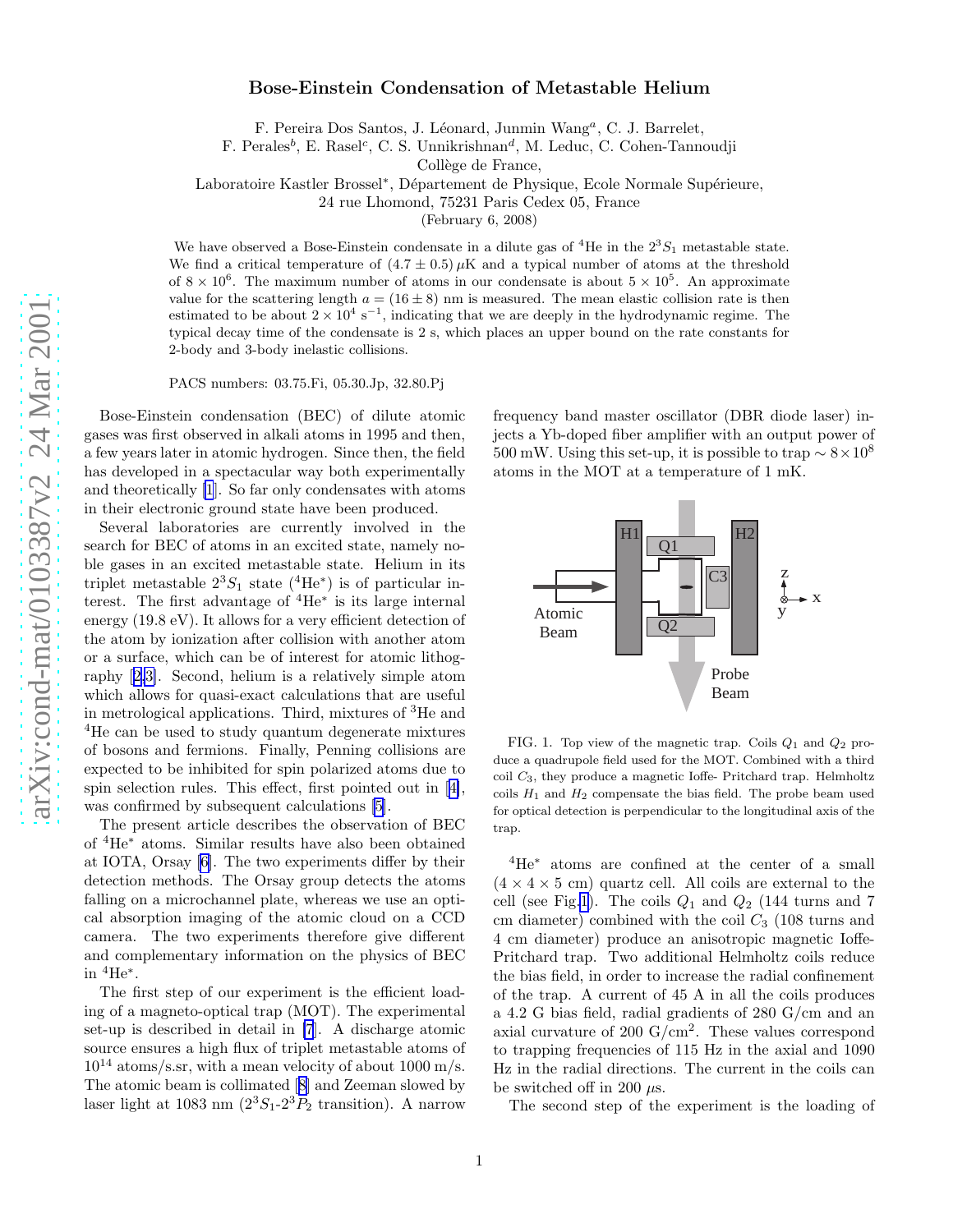# Bose-Einstein Condensation of Metastable Helium

F. Pereira Dos Santos, J. Léonard, Junmin Wang[a], C. J. Barrelet,
F. Perales[b], E. Rasel[c], C. S. Unnikrishnan[d], M. Leduc, C. Cohen-Tannoudji
Collège de France,
Laboratoire Kastler Brossel*, Département de Physique, Ecole Normale Supérieure,
24 rue Lhomond, 75231 Paris Cedex 05, France
(February 6, 2008)

We have observed a Bose-Einstein condensate in a dilute gas of $^4$He in the $2^3S_1$ metastable state. We find a critical temperature of $(4.7 \pm 0.5)\,\mu$K and a typical number of atoms at the threshold of $8 \times 10^6$. The maximum number of atoms in our condensate is about $5 \times 10^5$. An approximate value for the scattering length $a = (16 \pm 8)$ nm is measured. The mean elastic collision rate is then estimated to be about $2 \times 10^4$ s$^{-1}$, indicating that we are deeply in the hydrodynamic regime. The typical decay time of the condensate is 2 s, which places an upper bound on the rate constants for 2-body and 3-body inelastic collisions.

PACS numbers: 03.75.Fi, 05.30.Jp, 32.80.Pj

Bose-Einstein condensation (BEC) of dilute atomic gases was first observed in alkali atoms in 1995 and then, a few years later in atomic hydrogen. Since then, the field has developed in a spectacular way both experimentally and theoretically [1]. So far only condensates with atoms in their electronic ground state have been produced.

Several laboratories are currently involved in the search for BEC of atoms in an excited state, namely noble gases in an excited metastable state. Helium in its triplet metastable $2^3S_1$ state ($^4$He$^*$) is of particular interest. The first advantage of $^4$He$^*$ is its large internal energy (19.8 eV). It allows for a very efficient detection of the atom by ionization after collision with another atom or a surface, which can be of interest for atomic lithography [2,3]. Second, helium is a relatively simple atom which allows for quasi-exact calculations that are useful in metrological applications. Third, mixtures of $^3$He and $^4$He can be used to study quantum degenerate mixtures of bosons and fermions. Finally, Penning collisions are expected to be inhibited for spin polarized atoms due to spin selection rules. This effect, first pointed out in [4], was confirmed by subsequent calculations [5].

The present article describes the observation of BEC of $^4$He$^*$ atoms. Similar results have also been obtained at IOTA, Orsay [6]. The two experiments differ by their detection methods. The Orsay group detects the atoms falling on a microchannel plate, whereas we use an optical absorption imaging of the atomic cloud on a CCD camera. The two experiments therefore give different and complementary information on the physics of BEC in $^4$He$^*$.

The first step of our experiment is the efficient loading of a magneto-optical trap (MOT). The experimental set-up is described in detail in [7]. A discharge atomic source ensures a high flux of triplet metastable atoms of $10^{14}$ atoms/s.sr, with a mean velocity of about 1000 m/s. The atomic beam is collimated [8] and Zeeman slowed by laser light at 1083 nm ($2^3S_1$-$2^3P_2$ transition). A narrow frequency band master oscillator (DBR diode laser) injects a Yb-doped fiber amplifier with an output power of 500 mW. Using this set-up, it is possible to trap $\sim 8 \times 10^8$ atoms in the MOT at a temperature of 1 mK.

FIG. 1. Top view of the magnetic trap. Coils $Q_1$ and $Q_2$ produce a quadrupole field used for the MOT. Combined with a third coil $C_3$, they produce a magnetic Ioffe- Pritchard trap. Helmholtz coils $H_1$ and $H_2$ compensate the bias field. The probe beam used for optical detection is perpendicular to the longitudinal axis of the trap.

$^4$He$^*$ atoms are confined at the center of a small ($4 \times 4 \times 5$ cm) quartz cell. All coils are external to the cell (see Fig.1). The coils $Q_1$ and $Q_2$ (144 turns and 7 cm diameter) combined with the coil $C_3$ (108 turns and 4 cm diameter) produce an anisotropic magnetic Ioffe-Pritchard trap. Two additional Helmholtz coils reduce the bias field, in order to increase the radial confinement of the trap. A current of 45 A in all the coils produces a 4.2 G bias field, radial gradients of 280 G/cm and an axial curvature of 200 G/cm$^2$. These values correspond to trapping frequencies of 115 Hz in the axial and 1090 Hz in the radial directions. The current in the coils can be switched off in 200 $\mu$s.

The second step of the experiment is the loading of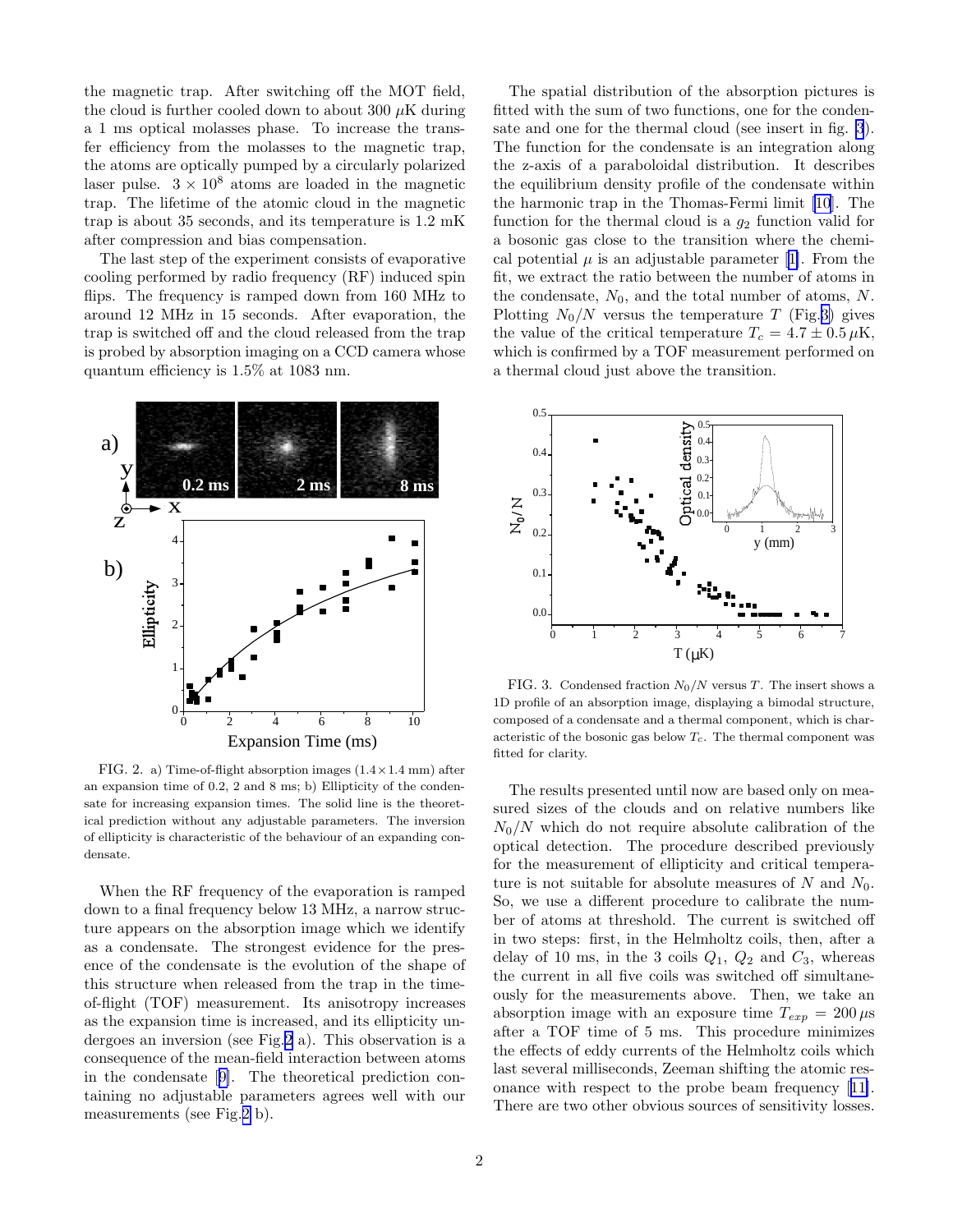the magnetic trap. After switching off the MOT field, the cloud is further cooled down to about 300 $\mu$K during a 1 ms optical molasses phase. To increase the transfer efficiency from the molasses to the magnetic trap, the atoms are optically pumped by a circularly polarized laser pulse. $3 \times 10^8$ atoms are loaded in the magnetic trap. The lifetime of the atomic cloud in the magnetic trap is about 35 seconds, and its temperature is 1.2 mK after compression and bias compensation.

The last step of the experiment consists of evaporative cooling performed by radio frequency (RF) induced spin flips. The frequency is ramped down from 160 MHz to around 12 MHz in 15 seconds. After evaporation, the trap is switched off and the cloud released from the trap is probed by absorption imaging on a CCD camera whose quantum efficiency is 1.5% at 1083 nm.

FIG. 2. a) Time-of-flight absorption images ($1.4 \times 1.4$ mm) after an expansion time of 0.2, 2 and 8 ms; b) Ellipticity of the condensate for increasing expansion times. The solid line is the theoretical prediction without any adjustable parameters. The inversion of ellipticity is characteristic of the behaviour of an expanding condensate.

When the RF frequency of the evaporation is ramped down to a final frequency below 13 MHz, a narrow structure appears on the absorption image which we identify as a condensate. The strongest evidence for the presence of the condensate is the evolution of the shape of this structure when released from the trap in the time-of-flight (TOF) measurement. Its anisotropy increases as the expansion time is increased, and its ellipticity undergoes an inversion (see Fig.2 a). This observation is a consequence of the mean-field interaction between atoms in the condensate [9]. The theoretical prediction containing no adjustable parameters agrees well with our measurements (see Fig.2 b).

The spatial distribution of the absorption pictures is fitted with the sum of two functions, one for the condensate and one for the thermal cloud (see insert in fig. 3). The function for the condensate is an integration along the z-axis of a paraboloidal distribution. It describes the equilibrium density profile of the condensate within the harmonic trap in the Thomas-Fermi limit [10]. The function for the thermal cloud is a $g_2$ function valid for a bosonic gas close to the transition where the chemical potential $\mu$ is an adjustable parameter [1]. From the fit, we extract the ratio between the number of atoms in the condensate, $N_0$, and the total number of atoms, $N$. Plotting $N_0/N$ versus the temperature $T$ (Fig.3) gives the value of the critical temperature $T_c = 4.7 \pm 0.5\,\mu$K, which is confirmed by a TOF measurement performed on a thermal cloud just above the transition.

FIG. 3. Condensed fraction $N_0/N$ versus $T$. The insert shows a 1D profile of an absorption image, displaying a bimodal structure, composed of a condensate and a thermal component, which is characteristic of the bosonic gas below $T_c$. The thermal component was fitted for clarity.

The results presented until now are based only on measured sizes of the clouds and on relative numbers like $N_0/N$ which do not require absolute calibration of the optical detection. The procedure described previously for the measurement of ellipticity and critical temperature is not suitable for absolute measures of $N$ and $N_0$. So, we use a different procedure to calibrate the number of atoms at threshold. The current is switched off in two steps: first, in the Helmholtz coils, then, after a delay of 10 ms, in the 3 coils $Q_1$, $Q_2$ and $C_3$, whereas the current in all five coils was switched off simultaneously for the measurements above. Then, we take an absorption image with an exposure time $T_{exp} = 200\,\mu$s after a TOF time of 5 ms. This procedure minimizes the effects of eddy currents of the Helmholtz coils which last several milliseconds, Zeeman shifting the atomic resonance with respect to the probe beam frequency [11]. There are two other obvious sources of sensitivity losses.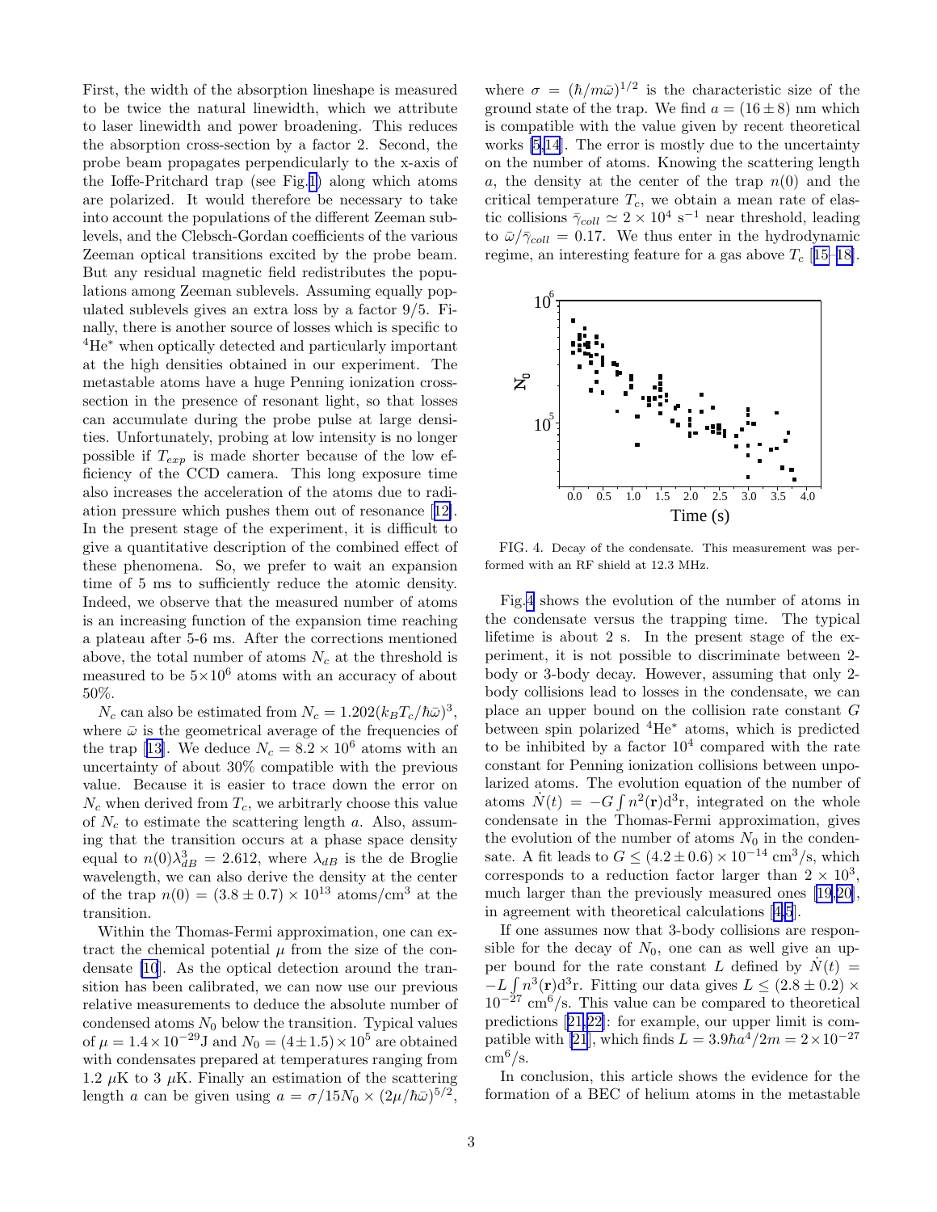First, the width of the absorption lineshape is measured to be twice the natural linewidth, which we attribute to laser linewidth and power broadening. This reduces the absorption cross-section by a factor 2. Second, the probe beam propagates perpendicularly to the x-axis of the Ioffe-Pritchard trap (see Fig.1) along which atoms are polarized. It would therefore be necessary to take into account the populations of the different Zeeman sublevels, and the Clebsch-Gordan coefficients of the various Zeeman optical transitions excited by the probe beam. But any residual magnetic field redistributes the populations among Zeeman sublevels. Assuming equally populated sublevels gives an extra loss by a factor 9/5. Finally, there is another source of losses which is specific to $^4$He$^*$ when optically detected and particularly important at the high densities obtained in our experiment. The metastable atoms have a huge Penning ionization cross-section in the presence of resonant light, so that losses can accumulate during the probe pulse at large densities. Unfortunately, probing at low intensity is no longer possible if $T_{exp}$ is made shorter because of the low efficiency of the CCD camera. This long exposure time also increases the acceleration of the atoms due to radiation pressure which pushes them out of resonance [12]. In the present stage of the experiment, it is difficult to give a quantitative description of the combined effect of these phenomena. So, we prefer to wait an expansion time of 5 ms to sufficiently reduce the atomic density. Indeed, we observe that the measured number of atoms is an increasing function of the expansion time reaching a plateau after 5-6 ms. After the corrections mentioned above, the total number of atoms $N_c$ at the threshold is measured to be $5{\times}10^6$ atoms with an accuracy of about 50%.

$N_c$ can also be estimated from $N_c = 1.202(k_BT_c/\hbar\bar{\omega})^3$, where $\bar{\omega}$ is the geometrical average of the frequencies of the trap [13]. We deduce $N_c = 8.2 \times 10^6$ atoms with an uncertainty of about 30% compatible with the previous value. Because it is easier to trace down the error on $N_c$ when derived from $T_c$, we arbitrarly choose this value of $N_c$ to estimate the scattering length $a$. Also, assuming that the transition occurs at a phase space density equal to $n(0)\lambda_{dB}^3 = 2.612$, where $\lambda_{dB}$ is the de Broglie wavelength, we can also derive the density at the center of the trap $n(0) = (3.8 \pm 0.7) \times 10^{13}$ atoms/cm$^3$ at the transition.

Within the Thomas-Fermi approximation, one can extract the chemical potential $\mu$ from the size of the condensate [10]. As the optical detection around the transition has been calibrated, we can now use our previous relative measurements to deduce the absolute number of condensed atoms $N_0$ below the transition. Typical values of $\mu = 1.4 \times 10^{-29}$J and $N_0 = (4 \pm 1.5) \times 10^5$ are obtained with condensates prepared at temperatures ranging from 1.2 $\mu$K to 3 $\mu$K. Finally an estimation of the scattering length $a$ can be given using $a = \sigma/15N_0 \times (2\mu/\hbar\bar{\omega})^{5/2}$, where $\sigma = (\hbar/m\bar{\omega})^{1/2}$ is the characteristic size of the ground state of the trap. We find $a = (16 \pm 8)$ nm which is compatible with the value given by recent theoretical works [5,14]. The error is mostly due to the uncertainty on the number of atoms. Knowing the scattering length $a$, the density at the center of the trap $n(0)$ and the critical temperature $T_c$, we obtain a mean rate of elastic collisions $\bar{\gamma}_{coll} \simeq 2 \times 10^4$ s$^{-1}$ near threshold, leading to $\bar{\omega}/\bar{\gamma}_{coll} = 0.17$. We thus enter in the hydrodynamic regime, an interesting feature for a gas above $T_c$ [15–18].

FIG. 4. Decay of the condensate. This measurement was performed with an RF shield at 12.3 MHz.

Fig.4 shows the evolution of the number of atoms in the condensate versus the trapping time. The typical lifetime is about 2 s. In the present stage of the experiment, it is not possible to discriminate between 2-body or 3-body decay. However, assuming that only 2-body collisions lead to losses in the condensate, we can place an upper bound on the collision rate constant $G$ between spin polarized $^4$He$^*$ atoms, which is predicted to be inhibited by a factor $10^4$ compared with the rate constant for Penning ionization collisions between unpolarized atoms. The evolution equation of the number of atoms $\dot{N}(t) = -G \int n^2(\mathbf{r})\mathrm{d}^3\mathrm{r}$, integrated on the whole condensate in the Thomas-Fermi approximation, gives the evolution of the number of atoms $N_0$ in the condensate. A fit leads to $G \leq (4.2 \pm 0.6) \times 10^{-14}$ cm$^3$/s, which corresponds to a reduction factor larger than $2 \times 10^3$, much larger than the previously measured ones [19,20], in agreement with theoretical calculations [4,5].

If one assumes now that 3-body collisions are responsible for the decay of $N_0$, one can as well give an upper bound for the rate constant $L$ defined by $\dot{N}(t) = -L \int n^3(\mathbf{r})\mathrm{d}^3\mathrm{r}$. Fitting our data gives $L \leq (2.8 \pm 0.2) \times 10^{-27}$ cm$^6$/s. This value can be compared to theoretical predictions [21,22]: for example, our upper limit is compatible with [21], which finds $L = 3.9\hbar a^4/2m = 2 \times 10^{-27}$ cm$^6$/s.

In conclusion, this article shows the evidence for the formation of a BEC of helium atoms in the metastable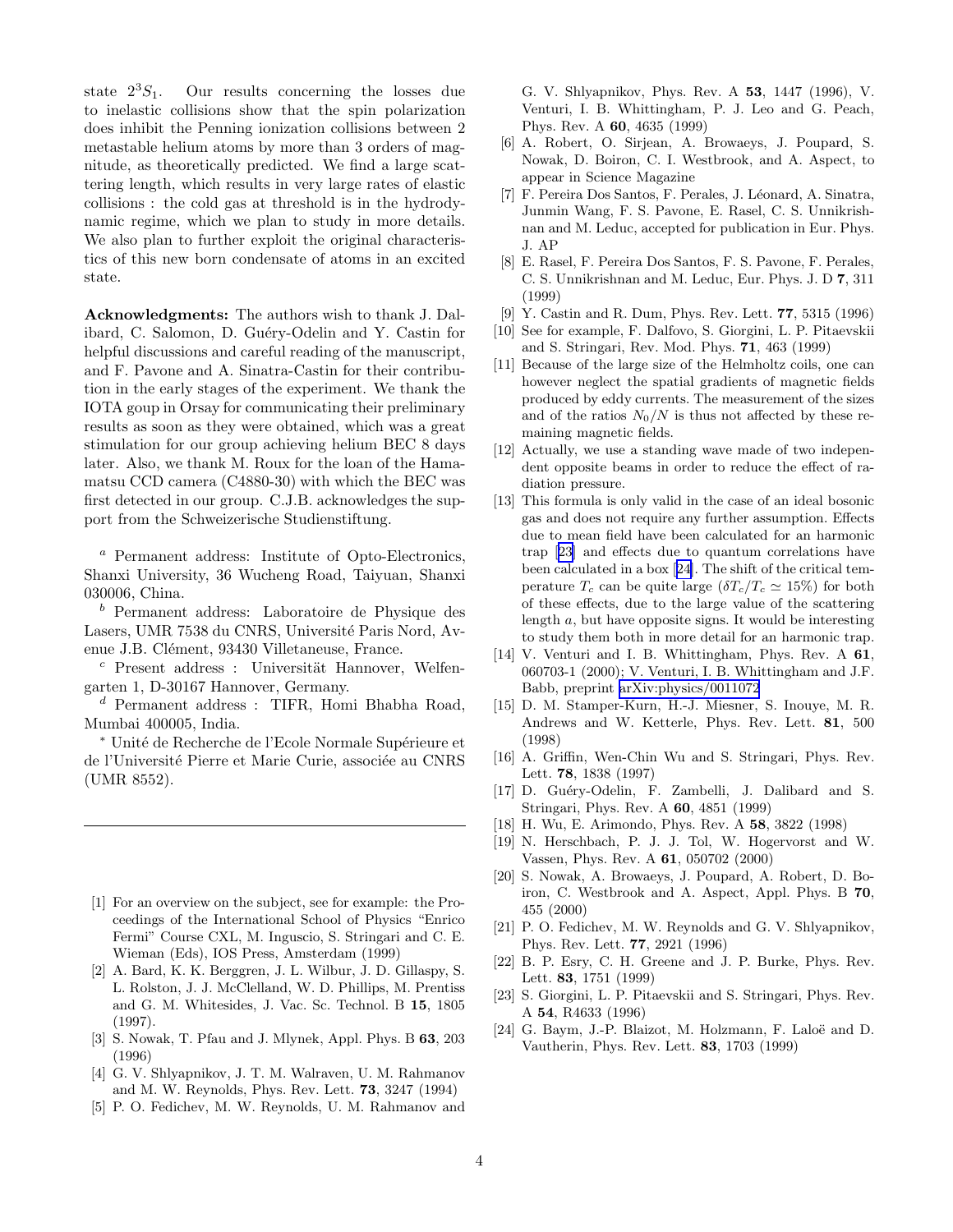state $2^3S_1$. Our results concerning the losses due to inelastic collisions show that the spin polarization does inhibit the Penning ionization collisions between 2 metastable helium atoms by more than 3 orders of magnitude, as theoretically predicted. We find a large scattering length, which results in very large rates of elastic collisions : the cold gas at threshold is in the hydrodynamic regime, which we plan to study in more details. We also plan to further exploit the original characteristics of this new born condensate of atoms in an excited state.

**Acknowledgments:** The authors wish to thank J. Dalibard, C. Salomon, D. Guéry-Odelin and Y. Castin for helpful discussions and careful reading of the manuscript, and F. Pavone and A. Sinatra-Castin for their contribution in the early stages of the experiment. We thank the IOTA goup in Orsay for communicating their preliminary results as soon as they were obtained, which was a great stimulation for our group achieving helium BEC 8 days later. Also, we thank M. Roux for the loan of the Hamamatsu CCD camera (C4880-30) with which the BEC was first detected in our group. C.J.B. acknowledges the support from the Schweizerische Studienstiftung.

[a] Permanent address: Institute of Opto-Electronics, Shanxi University, 36 Wucheng Road, Taiyuan, Shanxi 030006, China.

[b] Permanent address: Laboratoire de Physique des Lasers, UMR 7538 du CNRS, Université Paris Nord, Avenue J.B. Clément, 93430 Villetaneuse, France.

[c] Present address : Universität Hannover, Welfengarten 1, D-30167 Hannover, Germany.

[d] Permanent address : TIFR, Homi Bhabha Road, Mumbai 400005, India.

[*] Unité de Recherche de l'Ecole Normale Supérieure et de l'Université Pierre et Marie Curie, associée au CNRS (UMR 8552).

---

[1] For an overview on the subject, see for example: the Proceedings of the International School of Physics "Enrico Fermi" Course CXL, M. Inguscio, S. Stringari and C. E. Wieman (Eds), IOS Press, Amsterdam (1999)

[2] A. Bard, K. K. Berggren, J. L. Wilbur, J. D. Gillaspy, S. L. Rolston, J. J. McClelland, W. D. Phillips, M. Prentiss and G. M. Whitesides, J. Vac. Sc. Technol. B **15**, 1805 (1997).

[3] S. Nowak, T. Pfau and J. Mlynek, Appl. Phys. B **63**, 203 (1996)

[4] G. V. Shlyapnikov, J. T. M. Walraven, U. M. Rahmanov and M. W. Reynolds, Phys. Rev. Lett. **73**, 3247 (1994)

[5] P. O. Fedichev, M. W. Reynolds, U. M. Rahmanov and G. V. Shlyapnikov, Phys. Rev. A **53**, 1447 (1996), V. Venturi, I. B. Whittingham, P. J. Leo and G. Peach, Phys. Rev. A **60**, 4635 (1999)

[6] A. Robert, O. Sirjean, A. Browaeys, J. Poupard, S. Nowak, D. Boiron, C. I. Westbrook, and A. Aspect, to appear in Science Magazine

[7] F. Pereira Dos Santos, F. Perales, J. Léonard, A. Sinatra, Junmin Wang, F. S. Pavone, E. Rasel, C. S. Unnikrishnan and M. Leduc, accepted for publication in Eur. Phys. J. AP

[8] E. Rasel, F. Pereira Dos Santos, F. S. Pavone, F. Perales, C. S. Unnikrishnan and M. Leduc, Eur. Phys. J. D **7**, 311 (1999)

[9] Y. Castin and R. Dum, Phys. Rev. Lett. **77**, 5315 (1996)

[10] See for example, F. Dalfovo, S. Giorgini, L. P. Pitaevskii and S. Stringari, Rev. Mod. Phys. **71**, 463 (1999)

[11] Because of the large size of the Helmholtz coils, one can however neglect the spatial gradients of magnetic fields produced by eddy currents. The measurement of the sizes and of the ratios $N_0/N$ is thus not affected by these remaining magnetic fields.

[12] Actually, we use a standing wave made of two independent opposite beams in order to reduce the effect of radiation pressure.

[13] This formula is only valid in the case of an ideal bosonic gas and does not require any further assumption. Effects due to mean field have been calculated for an harmonic trap [23] and effects due to quantum correlations have been calculated in a box [24]. The shift of the critical temperature $T_c$ can be quite large ($\delta T_c/T_c \simeq 15\%$) for both of these effects, due to the large value of the scattering length $a$, but have opposite signs. It would be interesting to study them both in more detail for an harmonic trap.

[14] V. Venturi and I. B. Whittingham, Phys. Rev. A **61**, 060703-1 (2000); V. Venturi, I. B. Whittingham and J.F. Babb, preprint arXiv:physics/0011072

[15] D. M. Stamper-Kurn, H.-J. Miesner, S. Inouye, M. R. Andrews and W. Ketterle, Phys. Rev. Lett. **81**, 500 (1998)

[16] A. Griffin, Wen-Chin Wu and S. Stringari, Phys. Rev. Lett. **78**, 1838 (1997)

[17] D. Guéry-Odelin, F. Zambelli, J. Dalibard and S. Stringari, Phys. Rev. A **60**, 4851 (1999)

[18] H. Wu, E. Arimondo, Phys. Rev. A **58**, 3822 (1998)

[19] N. Herschbach, P. J. J. Tol, W. Hogervorst and W. Vassen, Phys. Rev. A **61**, 050702 (2000)

[20] S. Nowak, A. Browaeys, J. Poupard, A. Robert, D. Boiron, C. Westbrook and A. Aspect, Appl. Phys. B **70**, 455 (2000)

[21] P. O. Fedichev, M. W. Reynolds and G. V. Shlyapnikov, Phys. Rev. Lett. **77**, 2921 (1996)

[22] B. P. Esry, C. H. Greene and J. P. Burke, Phys. Rev. Lett. **83**, 1751 (1999)

[23] S. Giorgini, L. P. Pitaevskii and S. Stringari, Phys. Rev. A **54**, R4633 (1996)

[24] G. Baym, J.-P. Blaizot, M. Holzmann, F. Laloë and D. Vautherin, Phys. Rev. Lett. **83**, 1703 (1999)